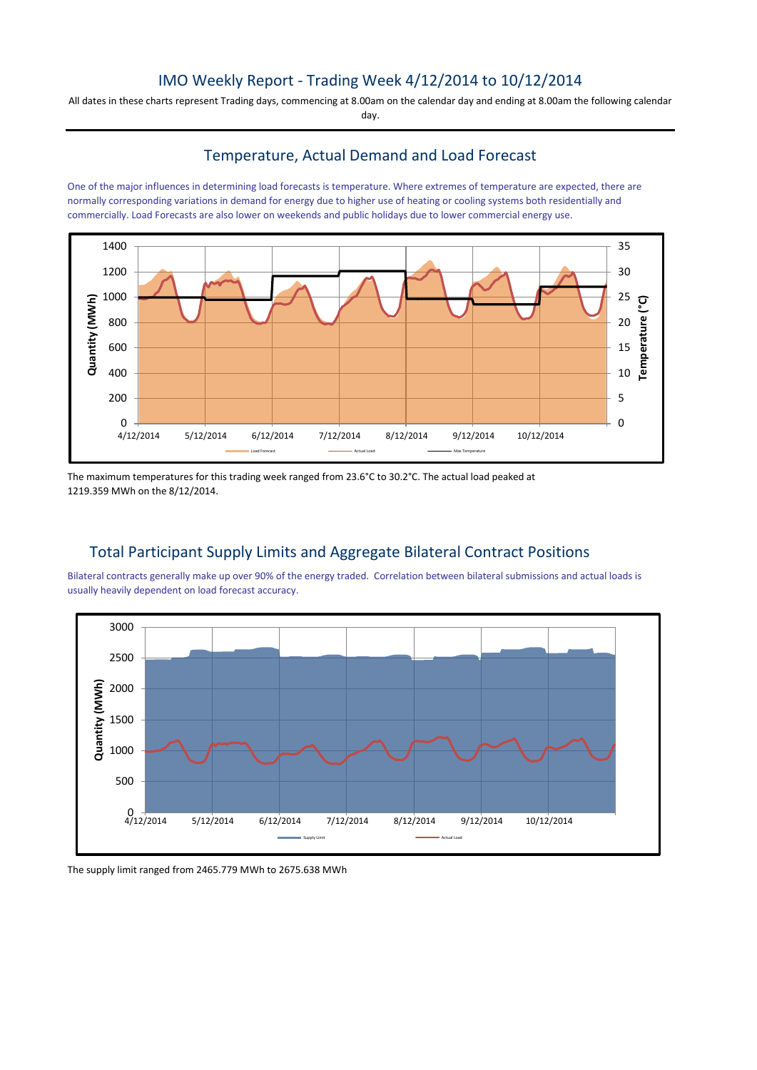# IMO Weekly Report - Trading Week 4/12/2014 to 10/12/2014

All dates in these charts represent Trading days, commencing at 8.00am on the calendar day and ending at 8.00am the following calendar day.

## Temperature, Actual Demand and Load Forecast

One of the major influences in determining load forecasts is temperature. Where extremes of temperature are expected, there are normally corresponding variations in demand for energy due to higher use of heating or cooling systems both residentially and commercially. Load Forecasts are also lower on weekends and public holidays due to lower commercial energy use.

The maximum temperatures for this trading week ranged from 23.6°C to 30.2°C. The actual load peaked at 1219.359 MWh on the 8/12/2014.

## Total Participant Supply Limits and Aggregate Bilateral Contract Positions

Bilateral contracts generally make up over 90% of the energy traded. Correlation between bilateral submissions and actual loads is usually heavily dependent on load forecast accuracy.

The supply limit ranged from 2465.779 MWh to 2675.638 MWh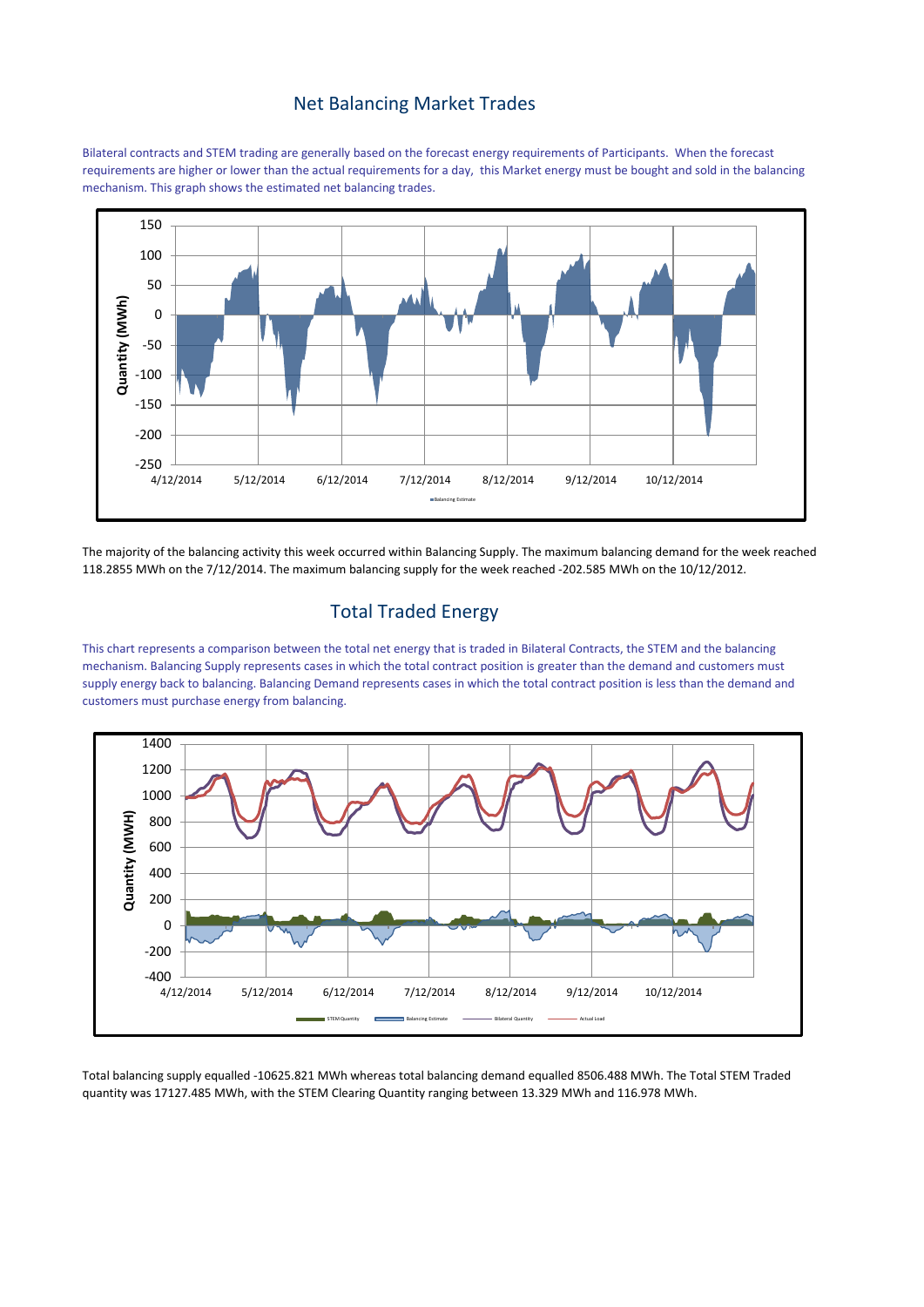## Net Balancing Market Trades

Bilateral contracts and STEM trading are generally based on the forecast energy requirements of Participants. When the forecast requirements are higher or lower than the actual requirements for a day, this Market energy must be bought and sold in the balancing mechanism. This graph shows the estimated net balancing trades.

The majority of the balancing activity this week occurred within Balancing Supply. The maximum balancing demand for the week reached 118.2855 MWh on the 7/12/2014. The maximum balancing supply for the week reached -202.585 MWh on the 10/12/2012.

## Total Traded Energy

This chart represents a comparison between the total net energy that is traded in Bilateral Contracts, the STEM and the balancing mechanism. Balancing Supply represents cases in which the total contract position is greater than the demand and customers must supply energy back to balancing. Balancing Demand represents cases in which the total contract position is less than the demand and customers must purchase energy from balancing.

Total balancing supply equalled -10625.821 MWh whereas total balancing demand equalled 8506.488 MWh. The Total STEM Traded quantity was 17127.485 MWh, with the STEM Clearing Quantity ranging between 13.329 MWh and 116.978 MWh.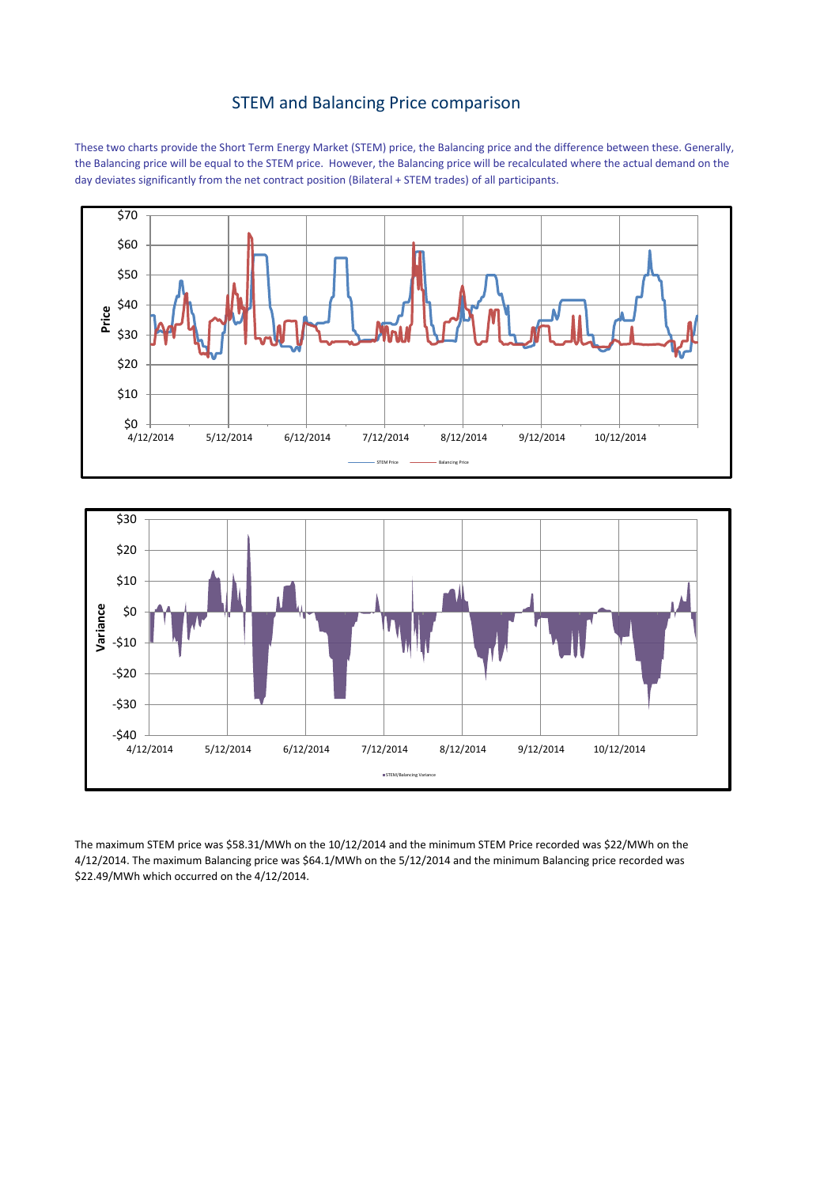# STEM and Balancing Price comparison

These two charts provide the Short Term Energy Market (STEM) price, the Balancing price and the difference between these. Generally, the Balancing price will be equal to the STEM price. However, the Balancing price will be recalculated where the actual demand on the day deviates significantly from the net contract position (Bilateral + STEM trades) of all participants.

Price

$70
$60
$50
$40
$30
$20
$10
$0

4/12/2014 5/12/2014 6/12/2014 7/12/2014 8/12/2014 9/12/2014 10/12/2014

STEM Price    Balancing Price

Variance

$30
$20
$10
$0
-$10
-$20
-$30
-$40

4/12/2014 5/12/2014 6/12/2014 7/12/2014 8/12/2014 9/12/2014 10/12/2014

STEM/Balancing Variance

The maximum STEM price was $58.31/MWh on the 10/12/2014 and the minimum STEM Price recorded was $22/MWh on the 4/12/2014. The maximum Balancing price was $64.1/MWh on the 5/12/2014 and the minimum Balancing price recorded was $22.49/MWh which occurred on the 4/12/2014.